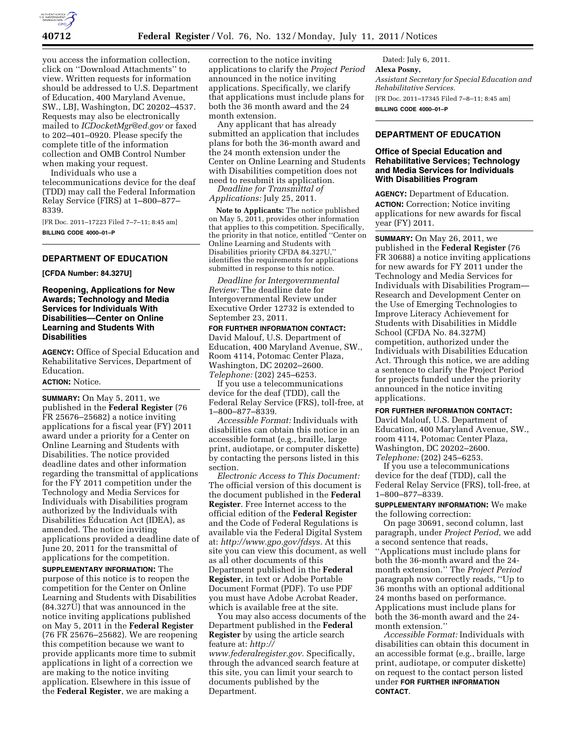you access the information collection, click on "Download Attachments" to view. Written requests for information should be addressed to U.S. Department of Education, 400 Maryland Avenue, SW., LBJ, Washington, DC 20202–4537. Requests may also be electronically mailed to *ICDocketMgr@ed.gov* or faxed to 202–401–0920. Please specify the complete title of the information collection and OMB Control Number when making your request.

Individuals who use a telecommunications device for the deaf (TDD) may call the Federal Information Relay Service (FIRS) at 1–800–877–8339.

[FR Doc. 2011–17223 Filed 7–7–11; 8:45 am]

**BILLING CODE 4000–01–P**

## DEPARTMENT OF EDUCATION

**[CFDA Number: 84.327U]**

### Reopening, Applications for New Awards; Technology and Media Services for Individuals With Disabilities—Center on Online Learning and Students With Disabilities

**AGENCY:** Office of Special Education and Rehabilitative Services, Department of Education.

**ACTION:** Notice.

**SUMMARY:** On May 5, 2011, we published in the **Federal Register** (76 FR 25676–25682) a notice inviting applications for a fiscal year (FY) 2011 award under a priority for a Center on Online Learning and Students with Disabilities. The notice provided deadline dates and other information regarding the transmittal of applications for the FY 2011 competition under the Technology and Media Services for Individuals with Disabilities program authorized by the Individuals with Disabilities Education Act (IDEA), as amended. The notice inviting applications provided a deadline date of June 20, 2011 for the transmittal of applications for the competition.

**SUPPLEMENTARY INFORMATION:** The purpose of this notice is to reopen the competition for the Center on Online Learning and Students with Disabilities (84.327U) that was announced in the notice inviting applications published on May 5, 2011 in the **Federal Register** (76 FR 25676–25682). We are reopening this competition because we want to provide applicants more time to submit applications in light of a correction we are making to the notice inviting application. Elsewhere in this issue of the **Federal Register**, we are making a correction to the notice inviting applications to clarify the *Project Period* announced in the notice inviting applications. Specifically, we clarify that applications must include plans for both the 36 month award and the 24 month extension.

Any applicant that has already submitted an application that includes plans for both the 36-month award and the 24 month extension under the Center on Online Learning and Students with Disabilities competition does not need to resubmit its application.

*Deadline for Transmittal of Applications:* July 25, 2011.

**Note to Applicants:** The notice published on May 5, 2011, provides other information that applies to this competition. Specifically, the priority in that notice, entitled "Center on Online Learning and Students with Disabilities priority CFDA 84.327U," identifies the requirements for applications submitted in response to this notice.

*Deadline for Intergovernmental Review:* The deadline date for Intergovernmental Review under Executive Order 12732 is extended to September 23, 2011.

**FOR FURTHER INFORMATION CONTACT:** David Malouf, U.S. Department of Education, 400 Maryland Avenue, SW., Room 4114, Potomac Center Plaza, Washington, DC 20202–2600. *Telephone:* (202) 245–6253.

If you use a telecommunications device for the deaf (TDD), call the Federal Relay Service (FRS), toll-free, at 1–800–877–8339.

*Accessible Format:* Individuals with disabilities can obtain this notice in an accessible format (e.g., braille, large print, audiotape, or computer diskette) by contacting the persons listed in this section.

*Electronic Access to This Document:* The official version of this document is the document published in the **Federal Register**. Free Internet access to the official edition of the **Federal Register** and the Code of Federal Regulations is available via the Federal Digital System at: *http://www.gpo.gov/fdsys.* At this site you can view this document, as well as all other documents of this Department published in the **Federal Register**, in text or Adobe Portable Document Format (PDF). To use PDF you must have Adobe Acrobat Reader, which is available free at the site.

You may also access documents of the Department published in the **Federal Register** by using the article search feature at: *http://www.federalregister.gov.* Specifically, through the advanced search feature at this site, you can limit your search to documents published by the Department.

Dated: July 6, 2011.

**Alexa Posny,**

*Assistant Secretary for Special Education and Rehabilitative Services.*

[FR Doc. 2011–17345 Filed 7–8–11; 8:45 am]

**BILLING CODE 4000–01–P**

## DEPARTMENT OF EDUCATION

### Office of Special Education and Rehabilitative Services; Technology and Media Services for Individuals With Disabilities Program

**AGENCY:** Department of Education.

**ACTION:** Correction; Notice inviting applications for new awards for fiscal year (FY) 2011.

**SUMMARY:** On May 26, 2011, we published in the **Federal Register** (76 FR 30688) a notice inviting applications for new awards for FY 2011 under the Technology and Media Services for Individuals with Disabilities Program—Research and Development Center on the Use of Emerging Technologies to Improve Literacy Achievement for Students with Disabilities in Middle School (CFDA No. 84.327M) competition, authorized under the Individuals with Disabilities Education Act. Through this notice, we are adding a sentence to clarify the Project Period for projects funded under the priority announced in the notice inviting applications.

**FOR FURTHER INFORMATION CONTACT:** David Malouf, U.S. Department of Education, 400 Maryland Avenue, SW., room 4114, Potomac Center Plaza, Washington, DC 20202–2600. *Telephone:* (202) 245–6253.

If you use a telecommunications device for the deaf (TDD), call the Federal Relay Service (FRS), toll-free, at 1–800–877–8339.

**SUPPLEMENTARY INFORMATION:** We make the following correction:

On page 30691, second column, last paragraph, under *Project Period,* we add a second sentence that reads, "Applications must include plans for both the 36-month award and the 24-month extension." The *Project Period* paragraph now correctly reads, "Up to 36 months with an optional additional 24 months based on performance. Applications must include plans for both the 36-month award and the 24-month extension."

*Accessible Format:* Individuals with disabilities can obtain this document in an accessible format (e.g., braille, large print, audiotape, or computer diskette) on request to the contact person listed under **FOR FURTHER INFORMATION CONTACT**.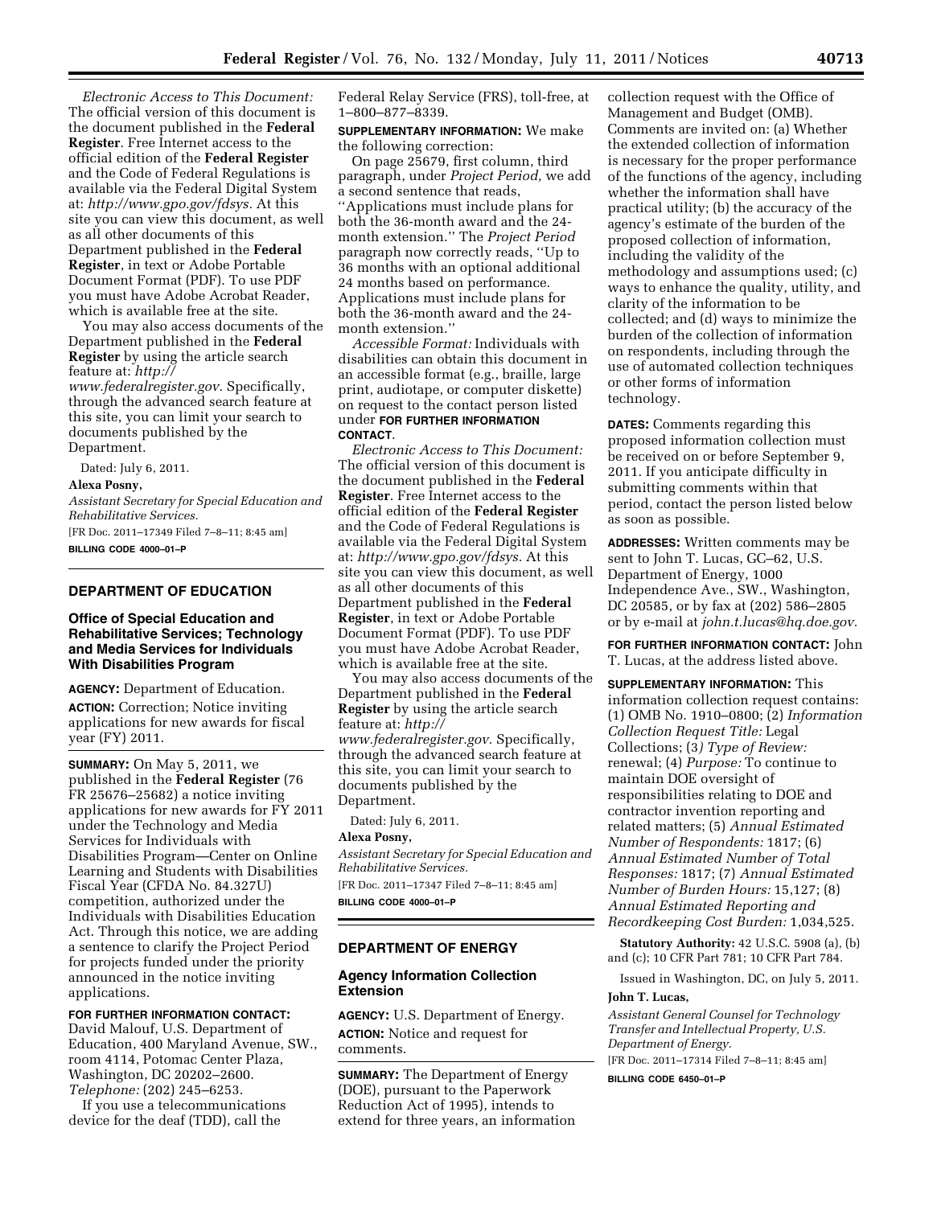*Electronic Access to This Document:* The official version of this document is the document published in the **Federal Register**. Free Internet access to the official edition of the **Federal Register** and the Code of Federal Regulations is available via the Federal Digital System at: *http://www.gpo.gov/fdsys.* At this site you can view this document, as well as all other documents of this Department published in the **Federal Register**, in text or Adobe Portable Document Format (PDF). To use PDF you must have Adobe Acrobat Reader, which is available free at the site.

You may also access documents of the Department published in the **Federal Register** by using the article search feature at: *http://www.federalregister.gov.* Specifically, through the advanced search feature at this site, you can limit your search to documents published by the Department.

Dated: July 6, 2011.

**Alexa Posny,**

*Assistant Secretary for Special Education and Rehabilitative Services.*

[FR Doc. 2011–17349 Filed 7–8–11; 8:45 am]

**BILLING CODE 4000–01–P**

## DEPARTMENT OF EDUCATION

### Office of Special Education and Rehabilitative Services; Technology and Media Services for Individuals With Disabilities Program

**AGENCY:** Department of Education.

**ACTION:** Correction; Notice inviting applications for new awards for fiscal year (FY) 2011.

**SUMMARY:** On May 5, 2011, we published in the **Federal Register** (76 FR 25676–25682) a notice inviting applications for new awards for FY 2011 under the Technology and Media Services for Individuals with Disabilities Program—Center on Online Learning and Students with Disabilities Fiscal Year (CFDA No. 84.327U) competition, authorized under the Individuals with Disabilities Education Act. Through this notice, we are adding a sentence to clarify the Project Period for projects funded under the priority announced in the notice inviting applications.

**FOR FURTHER INFORMATION CONTACT:** David Malouf, U.S. Department of Education, 400 Maryland Avenue, SW., room 4114, Potomac Center Plaza, Washington, DC 20202–2600. *Telephone:* (202) 245–6253.

If you use a telecommunications device for the deaf (TDD), call the Federal Relay Service (FRS), toll-free, at 1–800–877–8339.

**SUPPLEMENTARY INFORMATION:** We make the following correction:

On page 25679, first column, third paragraph, under *Project Period,* we add a second sentence that reads, ''Applications must include plans for both the 36-month award and the 24-month extension.'' The *Project Period* paragraph now correctly reads, ''Up to 36 months with an optional additional 24 months based on performance. Applications must include plans for both the 36-month award and the 24-month extension.''

*Accessible Format:* Individuals with disabilities can obtain this document in an accessible format (e.g., braille, large print, audiotape, or computer diskette) on request to the contact person listed under **FOR FURTHER INFORMATION CONTACT**.

*Electronic Access to This Document:* The official version of this document is the document published in the **Federal Register**. Free Internet access to the official edition of the **Federal Register** and the Code of Federal Regulations is available via the Federal Digital System at: *http://www.gpo.gov/fdsys.* At this site you can view this document, as well as all other documents of this Department published in the **Federal Register**, in text or Adobe Portable Document Format (PDF). To use PDF you must have Adobe Acrobat Reader, which is available free at the site.

You may also access documents of the Department published in the **Federal Register** by using the article search feature at: *http://www.federalregister.gov*. Specifically, through the advanced search feature at this site, you can limit your search to documents published by the Department.

Dated: July 6, 2011.

**Alexa Posny,**

*Assistant Secretary for Special Education and Rehabilitative Services.*

[FR Doc. 2011–17347 Filed 7–8–11; 8:45 am]

**BILLING CODE 4000–01–P**

## DEPARTMENT OF ENERGY

### Agency Information Collection Extension

**AGENCY:** U.S. Department of Energy.

**ACTION:** Notice and request for comments.

**SUMMARY:** The Department of Energy (DOE), pursuant to the Paperwork Reduction Act of 1995), intends to extend for three years, an information collection request with the Office of Management and Budget (OMB). Comments are invited on: (a) Whether the extended collection of information is necessary for the proper performance of the functions of the agency, including whether the information shall have practical utility; (b) the accuracy of the agency's estimate of the burden of the proposed collection of information, including the validity of the methodology and assumptions used; (c) ways to enhance the quality, utility, and clarity of the information to be collected; and (d) ways to minimize the burden of the collection of information on respondents, including through the use of automated collection techniques or other forms of information technology.

**DATES:** Comments regarding this proposed information collection must be received on or before September 9, 2011. If you anticipate difficulty in submitting comments within that period, contact the person listed below as soon as possible.

**ADDRESSES:** Written comments may be sent to John T. Lucas, GC–62, U.S. Department of Energy, 1000 Independence Ave., SW., Washington, DC 20585, or by fax at (202) 586–2805 or by e-mail at *john.t.lucas@hq.doe.gov.*

**FOR FURTHER INFORMATION CONTACT:** John T. Lucas, at the address listed above.

**SUPPLEMENTARY INFORMATION:** This information collection request contains: (1) OMB No. 1910–0800; (2) *Information Collection Request Title:* Legal Collections; (3*) Type of Review:* renewal; (4) *Purpose:* To continue to maintain DOE oversight of responsibilities relating to DOE and contractor invention reporting and related matters; (5) *Annual Estimated Number of Respondents:* 1817; (6) *Annual Estimated Number of Total Responses:* 1817; (7) *Annual Estimated Number of Burden Hours:* 15,127; (8) *Annual Estimated Reporting and Recordkeeping Cost Burden:* 1,034,525.

**Statutory Authority:** 42 U.S.C. 5908 (a), (b) and (c); 10 CFR Part 781; 10 CFR Part 784.

Issued in Washington, DC, on July 5, 2011.

**John T. Lucas,**

*Assistant General Counsel for Technology Transfer and Intellectual Property, U.S. Department of Energy.*

[FR Doc. 2011–17314 Filed 7–8–11; 8:45 am]

**BILLING CODE 6450–01–P**